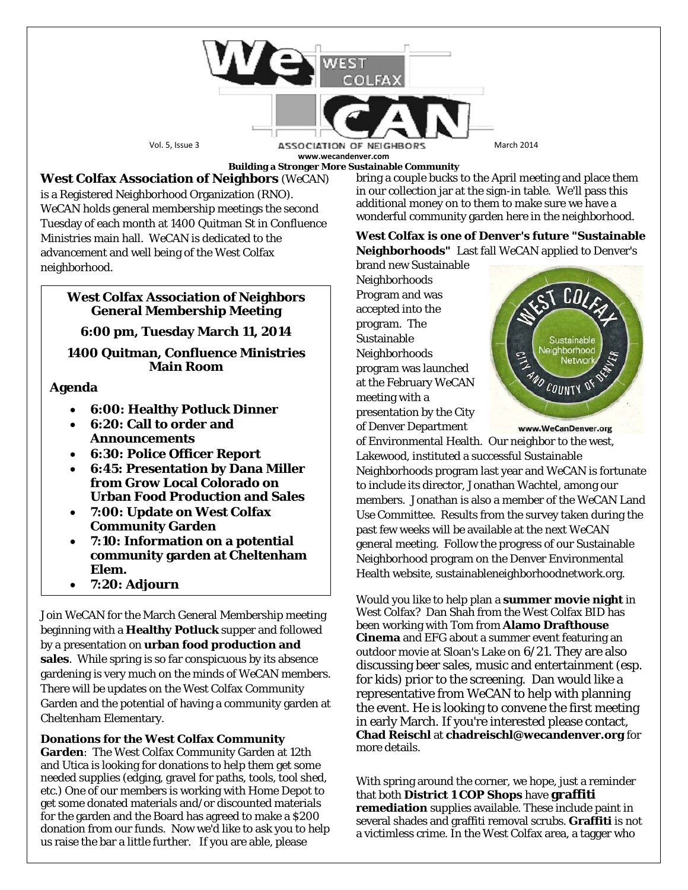# WeCAN — West Colfax Association of Neighbors

Vol. 5, Issue 3 — March 2014

www.wecandenver.com

**Building a Stronger More Sustainable Community**

**West Colfax Association of Neighbors** (WeCAN) is a Registered Neighborhood Organization (RNO). WeCAN holds general membership meetings the second Tuesday of each month at 1400 Quitman St in Confluence Ministries main hall. WeCAN is dedicated to the advancement and well being of the West Colfax neighborhood.

### West Colfax Association of Neighbors General Membership Meeting

**6:00 pm, Tuesday March 11, 2014**

**1400 Quitman, Confluence Ministries Main Room**

**Agenda**

- **6:00: Healthy Potluck Dinner**
- **6:20: Call to order and Announcements**
- **6:30: Police Officer Report**
- **6:45: Presentation by Dana Miller from Grow Local Colorado on Urban Food Production and Sales**
- **7:00: Update on West Colfax Community Garden**
- **7:10: Information on a potential community garden at Cheltenham Elem.**
- **7:20: Adjourn**

Join WeCAN for the March General Membership meeting beginning with a **Healthy Potluck** supper and followed by a presentation on **urban food production and sales**. While spring is so far conspicuous by its absence gardening is very much on the minds of WeCAN members. There will be updates on the West Colfax Community Garden and the potential of having a community garden at Cheltenham Elementary.

**Donations for the West Colfax Community Garden**: The West Colfax Community Garden at 12th and Utica is looking for donations to help them get some needed supplies (edging, gravel for paths, tools, tool shed, etc.) One of our members is working with Home Depot to get some donated materials and/or discounted materials for the garden and the Board has agreed to make a $200 donation from our funds. Now we'd like to ask you to help us raise the bar a little further. If you are able, please bring a couple bucks to the April meeting and place them in our collection jar at the sign-in table. We'll pass this additional money on to them to make sure we have a wonderful community garden here in the neighborhood.

**West Colfax is one of Denver's future "Sustainable Neighborhoods"** Last fall WeCAN applied to Denver's brand new Sustainable Neighborhoods Program and was accepted into the program. The Sustainable Neighborhoods program was launched at the February WeCAN meeting with a presentation by the City of Denver Department of Environmental Health. Our neighbor to the west, Lakewood, instituted a successful Sustainable Neighborhoods program last year and WeCAN is fortunate to include its director, Jonathan Wachtel, among our members. Jonathan is also a member of the WeCAN Land Use Committee. Results from the survey taken during the past few weeks will be available at the next WeCAN general meeting. Follow the progress of our Sustainable Neighborhood program on the Denver Environmental Health website, sustainableneighborhoodnetwork.org.

West Colfax Sustainable Neighborhood Network — City and County of Denver — www.WeCanDenver.org

Would you like to help plan a **summer movie night** in West Colfax? Dan Shah from the West Colfax BID has been working with Tom from **Alamo Drafthouse Cinema** and EFG about a summer event featuring an outdoor movie at Sloan's Lake on 6/21. They are also discussing beer sales, music and entertainment (esp. for kids) prior to the screening. Dan would like a representative from WeCAN to help with planning the event. He is looking to convene the first meeting in early March. If you're interested please contact, **Chad Reischl** at **chadreischl@wecandenver.org** for more details.

With spring around the corner, we hope, just a reminder that both **District 1 COP Shops** have **graffiti remediation** supplies available. These include paint in several shades and graffiti removal scrubs. **Graffiti** is not a victimless crime. In the West Colfax area, a tagger who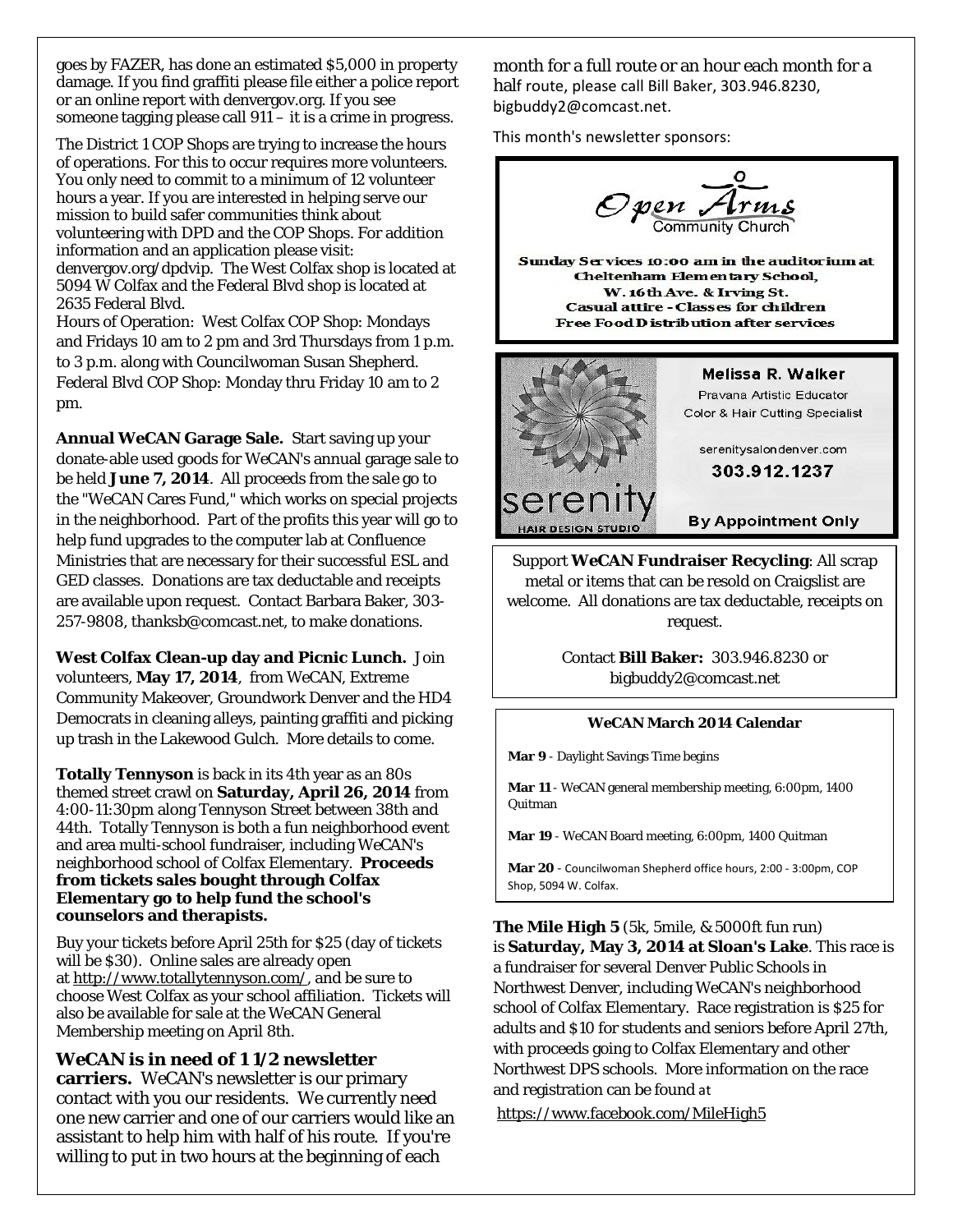goes by FAZER, has done an estimated $5,000 in property damage. If you find graffiti please file either a police report or an online report with denvergov.org. If you see someone tagging please call 911 – it is a crime in progress.

The District 1 COP Shops are trying to increase the hours of operations. For this to occur requires more volunteers. You only need to commit to a minimum of 12 volunteer hours a year. If you are interested in helping serve our mission to build safer communities think about volunteering with DPD and the COP Shops. For addition information and an application please visit: denvergov.org/dpdvip. The West Colfax shop is located at 5094 W Colfax and the Federal Blvd shop is located at 2635 Federal Blvd.

Hours of Operation: West Colfax COP Shop: Mondays and Fridays 10 am to 2 pm and 3rd Thursdays from 1 p.m. to 3 p.m. along with Councilwoman Susan Shepherd. Federal Blvd COP Shop: Monday thru Friday 10 am to 2 pm.

**Annual WeCAN Garage Sale.** Start saving up your donate-able used goods for WeCAN's annual garage sale to be held **June 7, 2014**. All proceeds from the sale go to the "WeCAN Cares Fund," which works on special projects in the neighborhood. Part of the profits this year will go to help fund upgrades to the computer lab at Confluence Ministries that are necessary for their successful ESL and GED classes. Donations are tax deductable and receipts are available upon request. Contact Barbara Baker, 303-257-9808, thanksb@comcast.net, to make donations.

**West Colfax Clean-up day and Picnic Lunch.** Join volunteers, **May 17, 2014**, from WeCAN, Extreme Community Makeover, Groundwork Denver and the HD4 Democrats in cleaning alleys, painting graffiti and picking up trash in the Lakewood Gulch. More details to come.

**Totally Tennyson** is back in its 4th year as an 80s themed street crawl on **Saturday, April 26, 2014** from 4:00-11:30pm along Tennyson Street between 38th and 44th. Totally Tennyson is both a fun neighborhood event and area multi-school fundraiser, including WeCAN's neighborhood school of Colfax Elementary. **Proceeds from tickets sales bought through Colfax Elementary go to help fund the school's counselors and therapists.**

Buy your tickets before April 25th for $25 (day of tickets will be $30). Online sales are already open at http://www.totallytennyson.com/, and be sure to choose West Colfax as your school affiliation. Tickets will also be available for sale at the WeCAN General Membership meeting on April 8th.

**WeCAN is in need of 1 1/2 newsletter carriers.** WeCAN's newsletter is our primary contact with you our residents. We currently need one new carrier and one of our carriers would like an assistant to help him with half of his route. If you're willing to put in two hours at the beginning of each month for a full route or an hour each month for a half route, please call Bill Baker, 303.946.8230, bigbuddy2@comcast.net.

This month's newsletter sponsors:

**Open Arms** Community Church

Sunday Services 10:00 am in the auditorium at Cheltenham Elementary School, W. 16th Ave. & Irving St. Casual attire - Classes for children Free Food Distribution after services

**Melissa R. Walker**
Pravana Artistic Educator
Color & Hair Cutting Specialist

serenitysalondenver.com
303.912.1237

serenity HAIR DESIGN STUDIO

By Appointment Only

Support **WeCAN Fundraiser Recycling**: All scrap metal or items that can be resold on Craigslist are welcome. All donations are tax deductable, receipts on request.

Contact **Bill Baker:** 303.946.8230 or bigbuddy2@comcast.net

**WeCAN March 2014 Calendar**

**Mar 9** - Daylight Savings Time begins

**Mar 11** - WeCAN general membership meeting, 6:00pm, 1400 Quitman

**Mar 19** - WeCAN Board meeting, 6:00pm, 1400 Quitman

**Mar 20** - Councilwoman Shepherd office hours, 2:00 - 3:00pm, COP Shop, 5094 W. Colfax.

**The Mile High 5** (5k, 5mile, & 5000ft fun run) is **Saturday, May 3, 2014 at Sloan's Lake**. This race is a fundraiser for several Denver Public Schools in Northwest Denver, including WeCAN's neighborhood school of Colfax Elementary. Race registration is $25 for adults and $10 for students and seniors before April 27th, with proceeds going to Colfax Elementary and other Northwest DPS schools. More information on the race and registration can be found at

https://www.facebook.com/MileHigh5